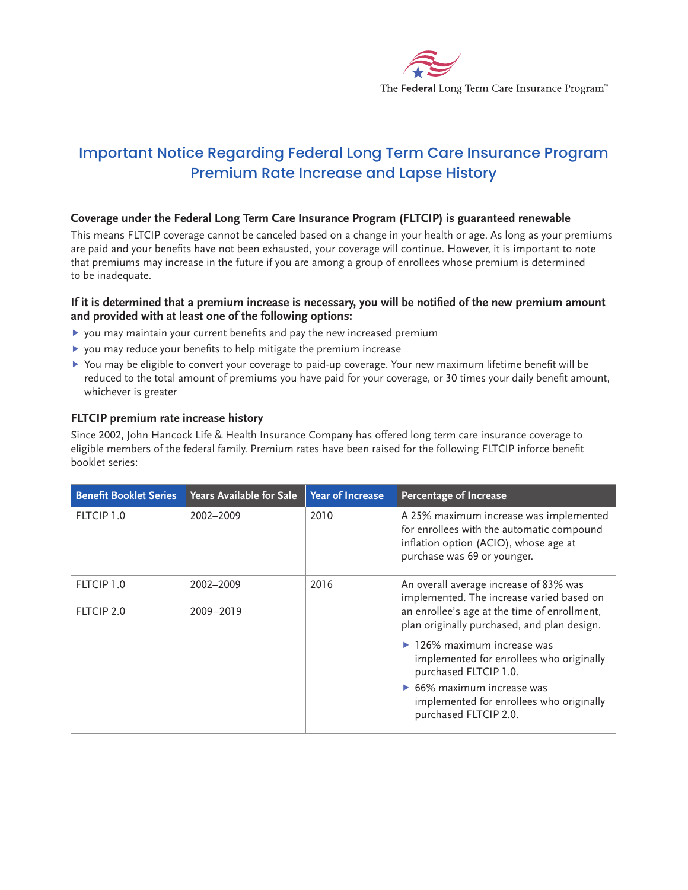The **Federal** Long Term Care Insurance Program™

# Important Notice Regarding Federal Long Term Care Insurance Program Premium Rate Increase and Lapse History

### Coverage under the Federal Long Term Care Insurance Program (FLTCIP) is guaranteed renewable

This means FLTCIP coverage cannot be canceled based on a change in your health or age. As long as your premiums are paid and your benefits have not been exhausted, your coverage will continue. However, it is important to note that premiums may increase in the future if you are among a group of enrollees whose premium is determined to be inadequate.

### If it is determined that a premium increase is necessary, you will be notified of the new premium amount and provided with at least one of the following options:

- you may maintain your current benefits and pay the new increased premium
- you may reduce your benefits to help mitigate the premium increase
- You may be eligible to convert your coverage to paid-up coverage. Your new maximum lifetime benefit will be reduced to the total amount of premiums you have paid for your coverage, or 30 times your daily benefit amount, whichever is greater

### FLTCIP premium rate increase history

Since 2002, John Hancock Life & Health Insurance Company has offered long term care insurance coverage to eligible members of the federal family. Premium rates have been raised for the following FLTCIP inforce benefit booklet series:

| Benefit Booklet Series | Years Available for Sale | Year of Increase | Percentage of Increase |
|---|---|---|---|
| FLTCIP 1.0 | 2002–2009 | 2010 | A 25% maximum increase was implemented for enrollees with the automatic compound inflation option (ACIO), whose age at purchase was 69 or younger. |
| FLTCIP 1.0<br>FLTCIP 2.0 | 2002–2009<br>2009–2019 | 2016 | An overall average increase of 83% was implemented. The increase varied based on an enrollee's age at the time of enrollment, plan originally purchased, and plan design.<br>- 126% maximum increase was implemented for enrollees who originally purchased FLTCIP 1.0.<br>- 66% maximum increase was implemented for enrollees who originally purchased FLTCIP 2.0. |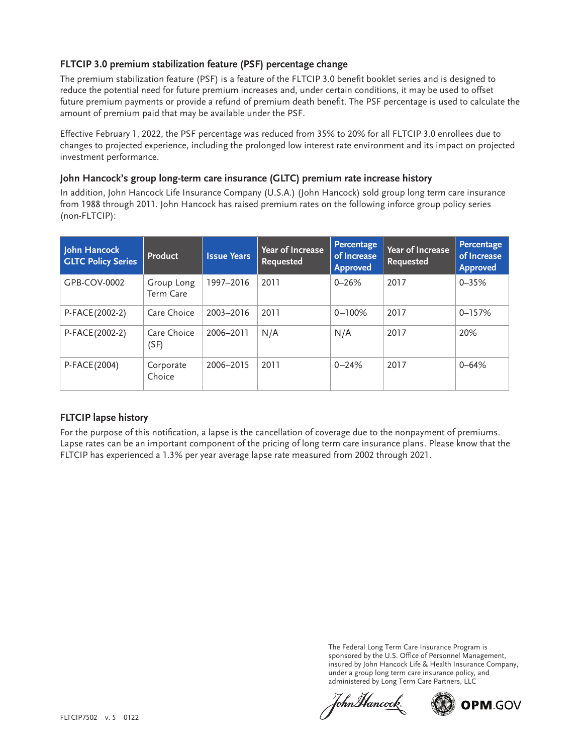### FLTCIP 3.0 premium stabilization feature (PSF) percentage change

The premium stabilization feature (PSF) is a feature of the FLTCIP 3.0 benefit booklet series and is designed to reduce the potential need for future premium increases and, under certain conditions, it may be used to offset future premium payments or provide a refund of premium death benefit. The PSF percentage is used to calculate the amount of premium paid that may be available under the PSF.

Effective February 1, 2022, the PSF percentage was reduced from 35% to 20% for all FLTCIP 3.0 enrollees due to changes to projected experience, including the prolonged low interest rate environment and its impact on projected investment performance.

### John Hancock's group long-term care insurance (GLTC) premium rate increase history

In addition, John Hancock Life Insurance Company (U.S.A.) (John Hancock) sold group long term care insurance from 1988 through 2011. John Hancock has raised premium rates on the following inforce group policy series (non-FLTCIP):

| John Hancock GLTC Policy Series | Product | Issue Years | Year of Increase Requested | Percentage of Increase Approved | Year of Increase Requested | Percentage of Increase Approved |
|---|---|---|---|---|---|---|
| GPB-COV-0002 | Group Long Term Care | 1997–2016 | 2011 | 0–26% | 2017 | 0–35% |
| P-FACE(2002-2) | Care Choice | 2003–2016 | 2011 | 0–100% | 2017 | 0–157% |
| P-FACE(2002-2) | Care Choice (SF) | 2006–2011 | N/A | N/A | 2017 | 20% |
| P-FACE(2004) | Corporate Choice | 2006–2015 | 2011 | 0–24% | 2017 | 0–64% |

### FLTCIP lapse history

For the purpose of this notification, a lapse is the cancellation of coverage due to the nonpayment of premiums. Lapse rates can be an important component of the pricing of long term care insurance plans. Please know that the FLTCIP has experienced a 1.3% per year average lapse rate measured from 2002 through 2021.

The Federal Long Term Care Insurance Program is sponsored by the U.S. Office of Personnel Management, insured by John Hancock Life & Health Insurance Company, under a group long term care insurance policy, and administered by Long Term Care Partners, LLC

FLTCIP7502 v. 5 0122